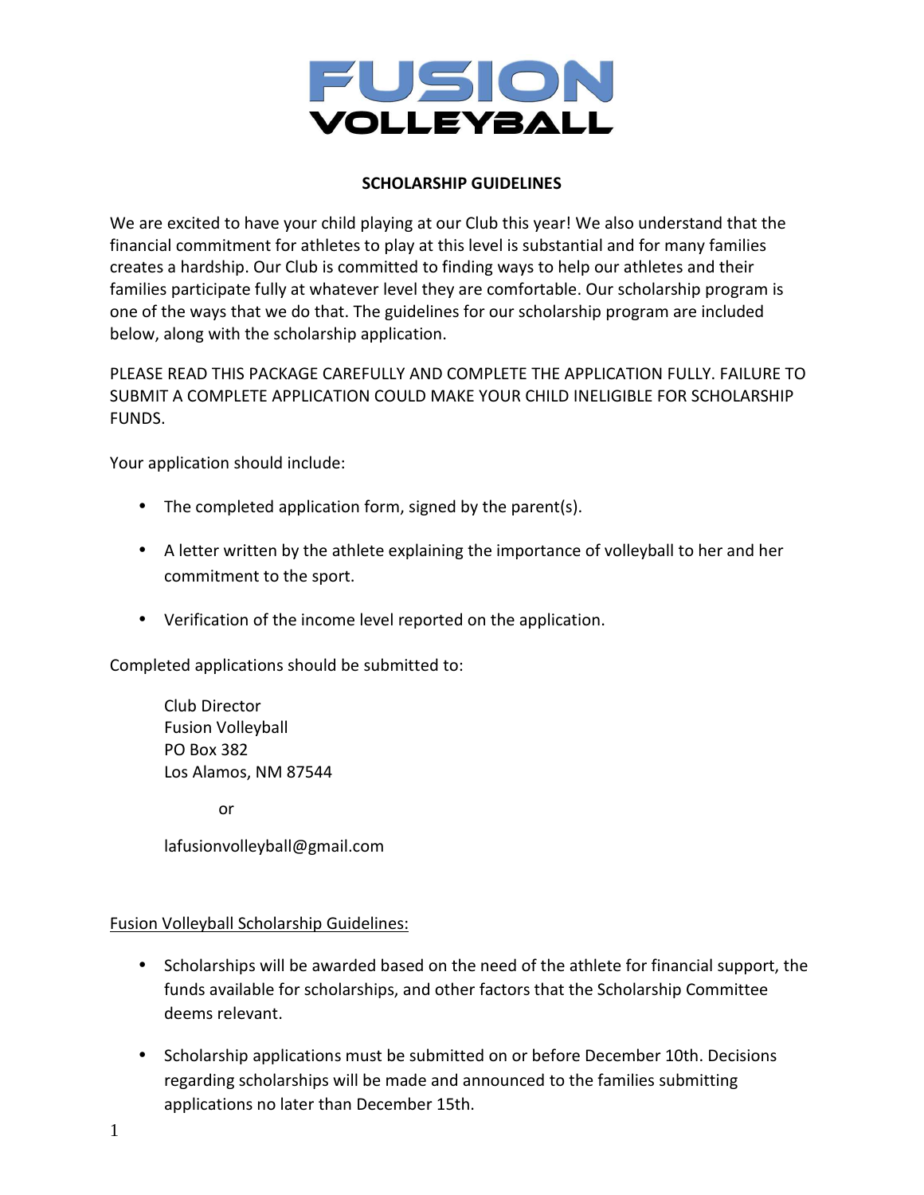# FUSION VOLLEYBALL

## SCHOLARSHIP GUIDELINES

We are excited to have your child playing at our Club this year! We also understand that the financial commitment for athletes to play at this level is substantial and for many families creates a hardship. Our Club is committed to finding ways to help our athletes and their families participate fully at whatever level they are comfortable. Our scholarship program is one of the ways that we do that. The guidelines for our scholarship program are included below, along with the scholarship application.

PLEASE READ THIS PACKAGE CAREFULLY AND COMPLETE THE APPLICATION FULLY. FAILURE TO SUBMIT A COMPLETE APPLICATION COULD MAKE YOUR CHILD INELIGIBLE FOR SCHOLARSHIP FUNDS.

Your application should include:

- The completed application form, signed by the parent(s).
- A letter written by the athlete explaining the importance of volleyball to her and her commitment to the sport.
- Verification of the income level reported on the application.

Completed applications should be submitted to:

Club Director
Fusion Volleyball
PO Box 382
Los Alamos, NM 87544

or

lafusionvolleyball@gmail.com

Fusion Volleyball Scholarship Guidelines:

- Scholarships will be awarded based on the need of the athlete for financial support, the funds available for scholarships, and other factors that the Scholarship Committee deems relevant.
- Scholarship applications must be submitted on or before December 10th. Decisions regarding scholarships will be made and announced to the families submitting applications no later than December 15th.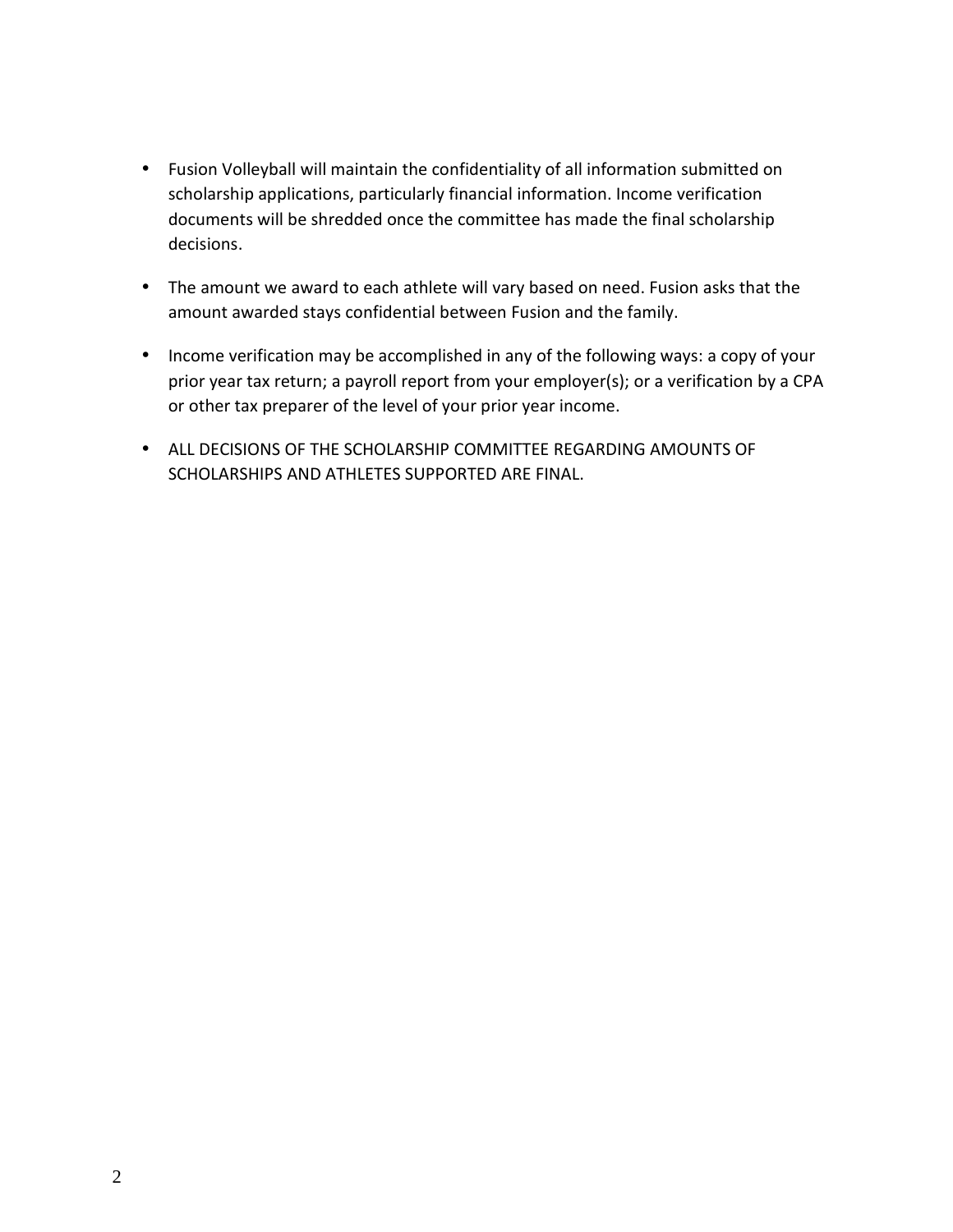- Fusion Volleyball will maintain the confidentiality of all information submitted on scholarship applications, particularly financial information. Income verification documents will be shredded once the committee has made the final scholarship decisions.

- The amount we award to each athlete will vary based on need. Fusion asks that the amount awarded stays confidential between Fusion and the family.

- Income verification may be accomplished in any of the following ways: a copy of your prior year tax return; a payroll report from your employer(s); or a verification by a CPA or other tax preparer of the level of your prior year income.

- ALL DECISIONS OF THE SCHOLARSHIP COMMITTEE REGARDING AMOUNTS OF SCHOLARSHIPS AND ATHLETES SUPPORTED ARE FINAL.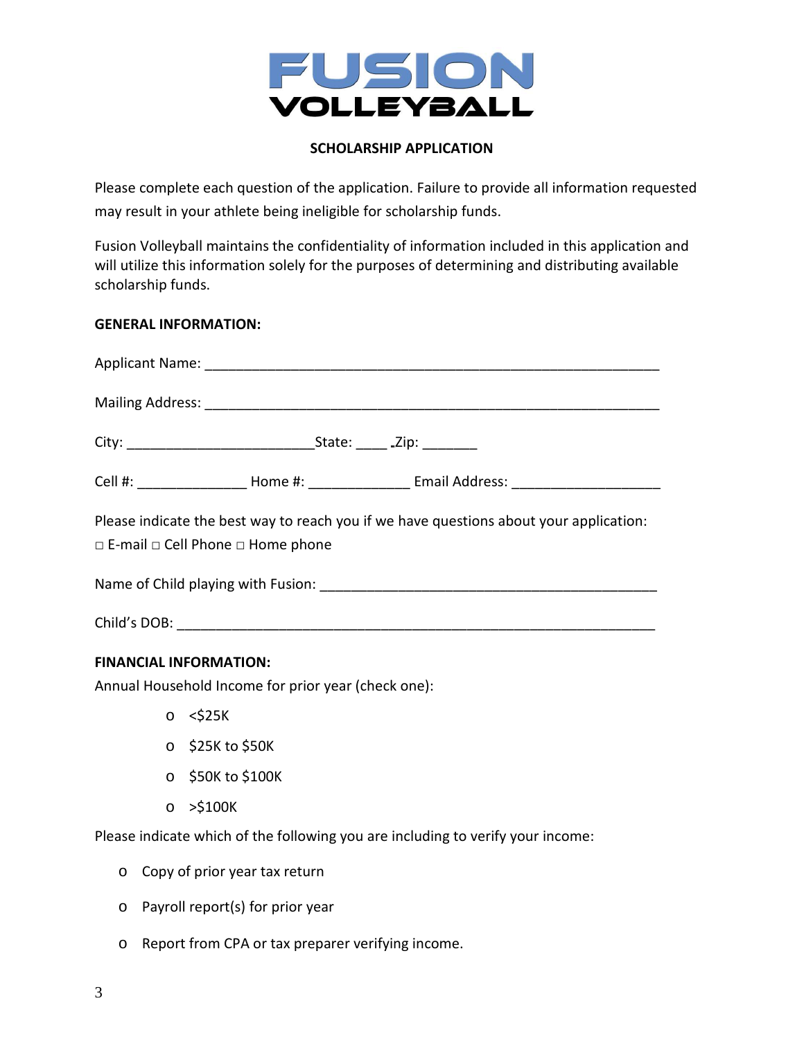FUSION
VOLLEYBALL

**SCHOLARSHIP APPLICATION**

Please complete each question of the application. Failure to provide all information requested may result in your athlete being ineligible for scholarship funds.

Fusion Volleyball maintains the confidentiality of information included in this application and will utilize this information solely for the purposes of determining and distributing available scholarship funds.

**GENERAL INFORMATION:**

Applicant Name: ____________________________________________________________

Mailing Address: ____________________________________________________________

City: ________________________State: ____ Zip: _______

Cell #: ______________ Home #: _____________ Email Address: ___________________

Please indicate the best way to reach you if we have questions about your application:
□ E-mail □ Cell Phone □ Home phone

Name of Child playing with Fusion: __________________________________________

Child's DOB: ______________________________________________________________

**FINANCIAL INFORMATION:**

Annual Household Income for prior year (check one):

- <$25K
- $25K to $50K
- $50K to $100K
- >$100K

Please indicate which of the following you are including to verify your income:

- Copy of prior year tax return
- Payroll report(s) for prior year
- Report from CPA or tax preparer verifying income.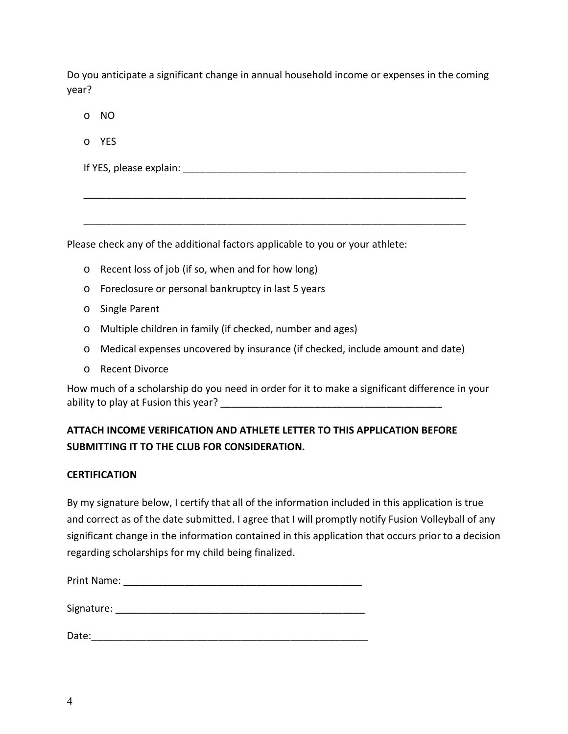Do you anticipate a significant change in annual household income or expenses in the coming year?

- NO
- YES

  If YES, please explain: ______________________________________________________

  ________________________________________________________________________

  ________________________________________________________________________

Please check any of the additional factors applicable to you or your athlete:

- Recent loss of job (if so, when and for how long)
- Foreclosure or personal bankruptcy in last 5 years
- Single Parent
- Multiple children in family (if checked, number and ages)
- Medical expenses uncovered by insurance (if checked, include amount and date)
- Recent Divorce

How much of a scholarship do you need in order for it to make a significant difference in your ability to play at Fusion this year? ________________________________________

**ATTACH INCOME VERIFICATION AND ATHLETE LETTER TO THIS APPLICATION BEFORE SUBMITTING IT TO THE CLUB FOR CONSIDERATION.**

**CERTIFICATION**

By my signature below, I certify that all of the information included in this application is true and correct as of the date submitted. I agree that I will promptly notify Fusion Volleyball of any significant change in the information contained in this application that occurs prior to a decision regarding scholarships for my child being finalized.

Print Name: ____________________________________________

Signature: ______________________________________________

Date:__________________________________________________